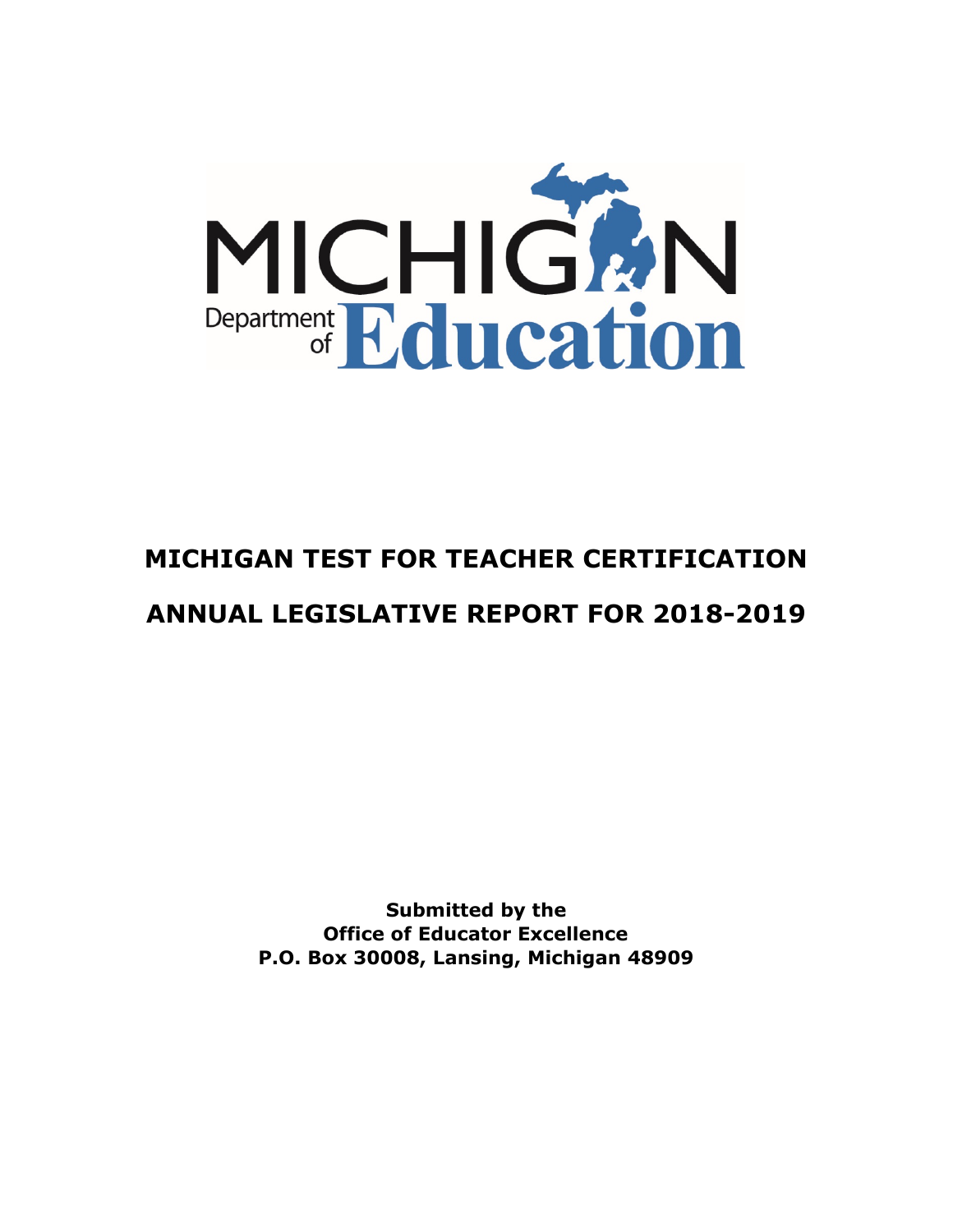MICHIGAN Department of Education

# MICHIGAN TEST FOR TEACHER CERTIFICATION

# ANNUAL LEGISLATIVE REPORT FOR 2018-2019

**Submitted by the**
**Office of Educator Excellence**
**P.O. Box 30008, Lansing, Michigan 48909**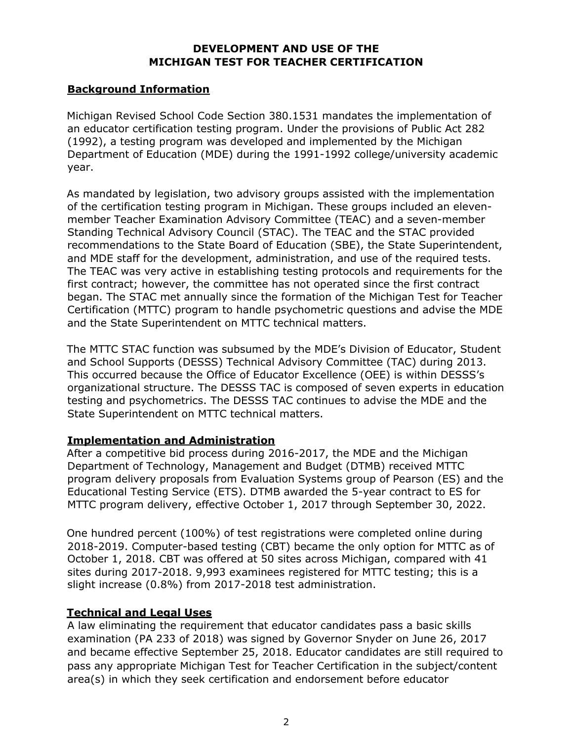# DEVELOPMENT AND USE OF THE MICHIGAN TEST FOR TEACHER CERTIFICATION

## Background Information

Michigan Revised School Code Section 380.1531 mandates the implementation of an educator certification testing program. Under the provisions of Public Act 282 (1992), a testing program was developed and implemented by the Michigan Department of Education (MDE) during the 1991-1992 college/university academic year.

As mandated by legislation, two advisory groups assisted with the implementation of the certification testing program in Michigan. These groups included an eleven-member Teacher Examination Advisory Committee (TEAC) and a seven-member Standing Technical Advisory Council (STAC). The TEAC and the STAC provided recommendations to the State Board of Education (SBE), the State Superintendent, and MDE staff for the development, administration, and use of the required tests. The TEAC was very active in establishing testing protocols and requirements for the first contract; however, the committee has not operated since the first contract began. The STAC met annually since the formation of the Michigan Test for Teacher Certification (MTTC) program to handle psychometric questions and advise the MDE and the State Superintendent on MTTC technical matters.

The MTTC STAC function was subsumed by the MDE's Division of Educator, Student and School Supports (DESSS) Technical Advisory Committee (TAC) during 2013. This occurred because the Office of Educator Excellence (OEE) is within DESSS's organizational structure. The DESSS TAC is composed of seven experts in education testing and psychometrics. The DESSS TAC continues to advise the MDE and the State Superintendent on MTTC technical matters.

## Implementation and Administration

After a competitive bid process during 2016-2017, the MDE and the Michigan Department of Technology, Management and Budget (DTMB) received MTTC program delivery proposals from Evaluation Systems group of Pearson (ES) and the Educational Testing Service (ETS). DTMB awarded the 5-year contract to ES for MTTC program delivery, effective October 1, 2017 through September 30, 2022.

One hundred percent (100%) of test registrations were completed online during 2018-2019. Computer-based testing (CBT) became the only option for MTTC as of October 1, 2018. CBT was offered at 50 sites across Michigan, compared with 41 sites during 2017-2018. 9,993 examinees registered for MTTC testing; this is a slight increase (0.8%) from 2017-2018 test administration.

## Technical and Legal Uses

A law eliminating the requirement that educator candidates pass a basic skills examination (PA 233 of 2018) was signed by Governor Snyder on June 26, 2017 and became effective September 25, 2018. Educator candidates are still required to pass any appropriate Michigan Test for Teacher Certification in the subject/content area(s) in which they seek certification and endorsement before educator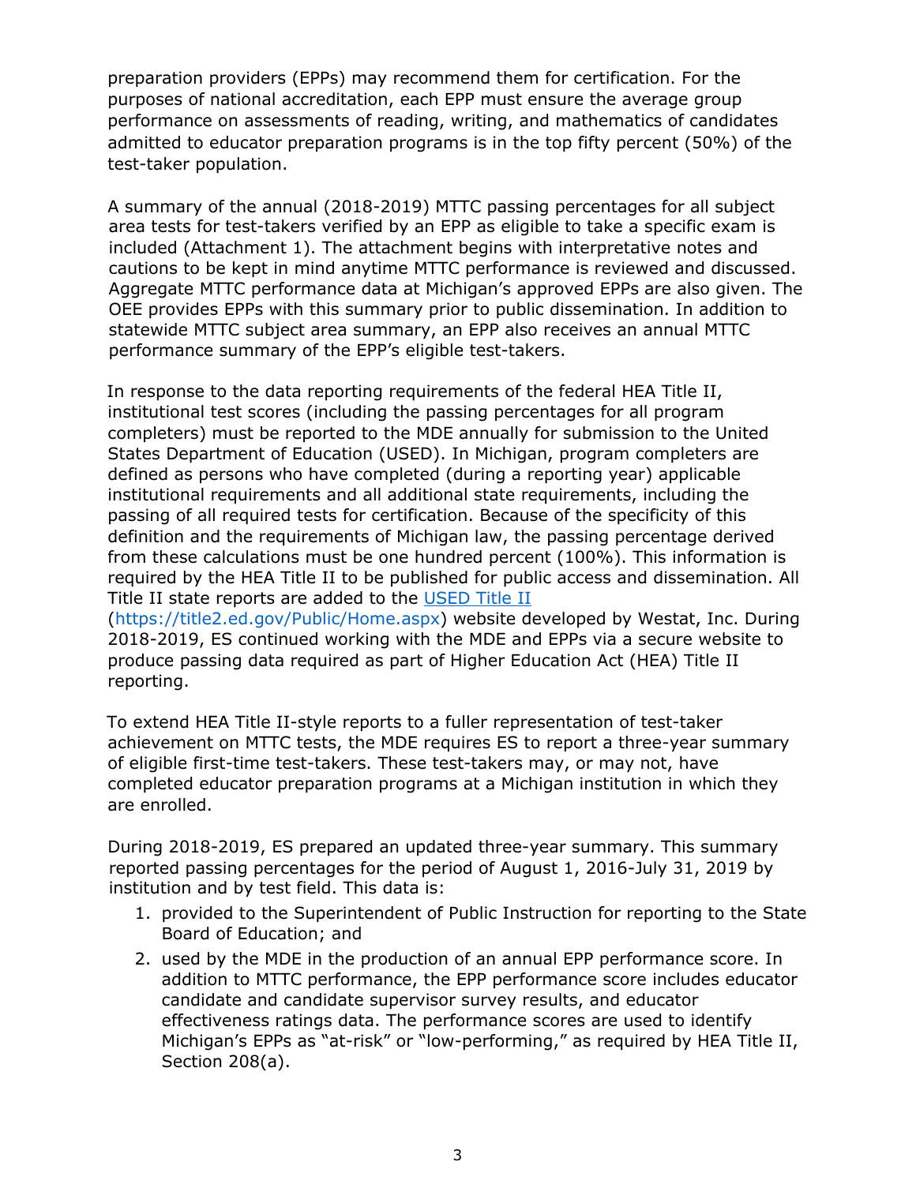preparation providers (EPPs) may recommend them for certification. For the purposes of national accreditation, each EPP must ensure the average group performance on assessments of reading, writing, and mathematics of candidates admitted to educator preparation programs is in the top fifty percent (50%) of the test-taker population.

A summary of the annual (2018-2019) MTTC passing percentages for all subject area tests for test-takers verified by an EPP as eligible to take a specific exam is included (Attachment 1). The attachment begins with interpretative notes and cautions to be kept in mind anytime MTTC performance is reviewed and discussed. Aggregate MTTC performance data at Michigan's approved EPPs are also given. The OEE provides EPPs with this summary prior to public dissemination. In addition to statewide MTTC subject area summary, an EPP also receives an annual MTTC performance summary of the EPP's eligible test-takers.

In response to the data reporting requirements of the federal HEA Title II, institutional test scores (including the passing percentages for all program completers) must be reported to the MDE annually for submission to the United States Department of Education (USED). In Michigan, program completers are defined as persons who have completed (during a reporting year) applicable institutional requirements and all additional state requirements, including the passing of all required tests for certification. Because of the specificity of this definition and the requirements of Michigan law, the passing percentage derived from these calculations must be one hundred percent (100%). This information is required by the HEA Title II to be published for public access and dissemination. All Title II state reports are added to the [USED Title II](https://title2.ed.gov/Public/Home.aspx) (https://title2.ed.gov/Public/Home.aspx) website developed by Westat, Inc. During 2018-2019, ES continued working with the MDE and EPPs via a secure website to produce passing data required as part of Higher Education Act (HEA) Title II reporting.

To extend HEA Title II-style reports to a fuller representation of test-taker achievement on MTTC tests, the MDE requires ES to report a three-year summary of eligible first-time test-takers. These test-takers may, or may not, have completed educator preparation programs at a Michigan institution in which they are enrolled.

During 2018-2019, ES prepared an updated three-year summary. This summary reported passing percentages for the period of August 1, 2016-July 31, 2019 by institution and by test field. This data is:

1. provided to the Superintendent of Public Instruction for reporting to the State Board of Education; and
2. used by the MDE in the production of an annual EPP performance score. In addition to MTTC performance, the EPP performance score includes educator candidate and candidate supervisor survey results, and educator effectiveness ratings data. The performance scores are used to identify Michigan's EPPs as "at-risk" or "low-performing," as required by HEA Title II, Section 208(a).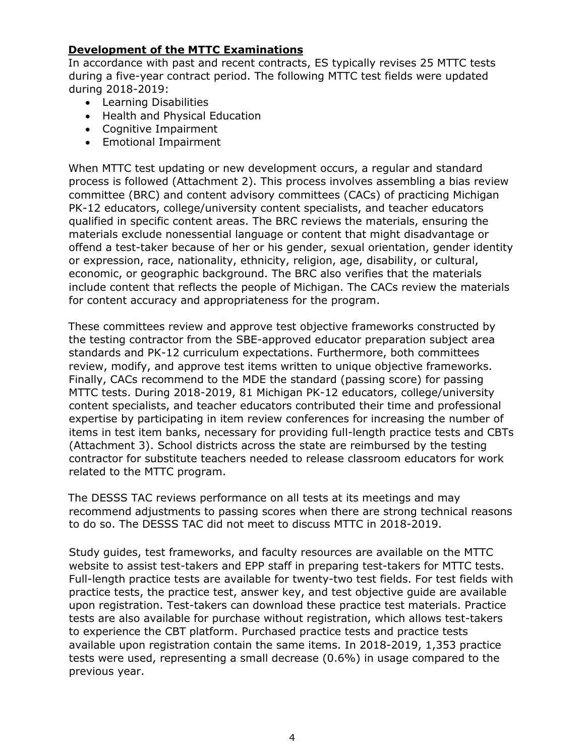## **Development of the MTTC Examinations**

In accordance with past and recent contracts, ES typically revises 25 MTTC tests during a five-year contract period. The following MTTC test fields were updated during 2018-2019:

- Learning Disabilities
- Health and Physical Education
- Cognitive Impairment
- Emotional Impairment

When MTTC test updating or new development occurs, a regular and standard process is followed (Attachment 2). This process involves assembling a bias review committee (BRC) and content advisory committees (CACs) of practicing Michigan PK-12 educators, college/university content specialists, and teacher educators qualified in specific content areas. The BRC reviews the materials, ensuring the materials exclude nonessential language or content that might disadvantage or offend a test-taker because of her or his gender, sexual orientation, gender identity or expression, race, nationality, ethnicity, religion, age, disability, or cultural, economic, or geographic background. The BRC also verifies that the materials include content that reflects the people of Michigan. The CACs review the materials for content accuracy and appropriateness for the program.

These committees review and approve test objective frameworks constructed by the testing contractor from the SBE-approved educator preparation subject area standards and PK-12 curriculum expectations. Furthermore, both committees review, modify, and approve test items written to unique objective frameworks. Finally, CACs recommend to the MDE the standard (passing score) for passing MTTC tests. During 2018-2019, 81 Michigan PK-12 educators, college/university content specialists, and teacher educators contributed their time and professional expertise by participating in item review conferences for increasing the number of items in test item banks, necessary for providing full-length practice tests and CBTs (Attachment 3). School districts across the state are reimbursed by the testing contractor for substitute teachers needed to release classroom educators for work related to the MTTC program.

The DESSS TAC reviews performance on all tests at its meetings and may recommend adjustments to passing scores when there are strong technical reasons to do so. The DESSS TAC did not meet to discuss MTTC in 2018-2019.

Study guides, test frameworks, and faculty resources are available on the MTTC website to assist test-takers and EPP staff in preparing test-takers for MTTC tests. Full-length practice tests are available for twenty-two test fields. For test fields with practice tests, the practice test, answer key, and test objective guide are available upon registration. Test-takers can download these practice test materials. Practice tests are also available for purchase without registration, which allows test-takers to experience the CBT platform. Purchased practice tests and practice tests available upon registration contain the same items. In 2018-2019, 1,353 practice tests were used, representing a small decrease (0.6%) in usage compared to the previous year.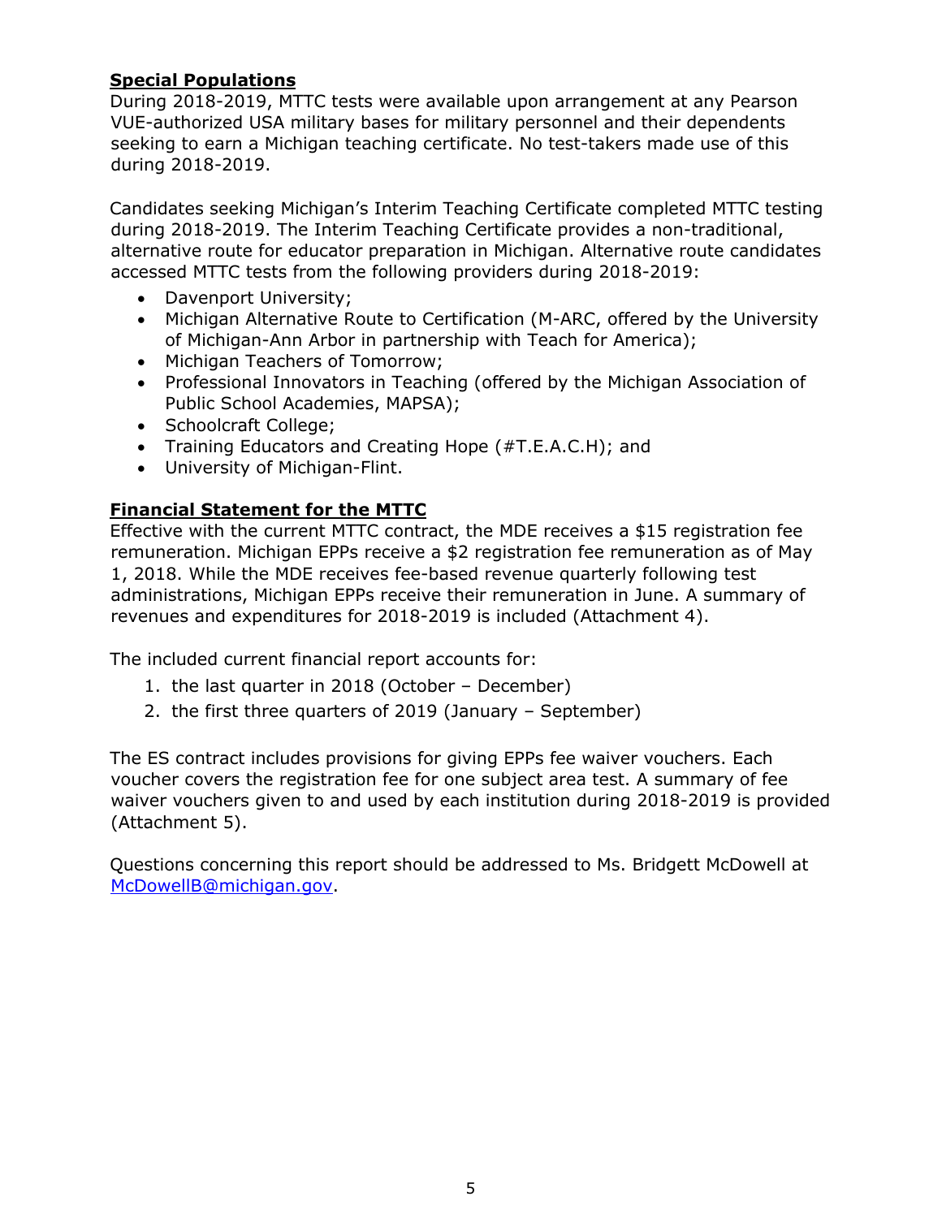## Special Populations

During 2018-2019, MTTC tests were available upon arrangement at any Pearson VUE-authorized USA military bases for military personnel and their dependents seeking to earn a Michigan teaching certificate. No test-takers made use of this during 2018-2019.

Candidates seeking Michigan's Interim Teaching Certificate completed MTTC testing during 2018-2019. The Interim Teaching Certificate provides a non-traditional, alternative route for educator preparation in Michigan. Alternative route candidates accessed MTTC tests from the following providers during 2018-2019:

- Davenport University;
- Michigan Alternative Route to Certification (M-ARC, offered by the University of Michigan-Ann Arbor in partnership with Teach for America);
- Michigan Teachers of Tomorrow;
- Professional Innovators in Teaching (offered by the Michigan Association of Public School Academies, MAPSA);
- Schoolcraft College;
- Training Educators and Creating Hope (#T.E.A.C.H); and
- University of Michigan-Flint.

## Financial Statement for the MTTC

Effective with the current MTTC contract, the MDE receives a $15 registration fee remuneration. Michigan EPPs receive a $2 registration fee remuneration as of May 1, 2018. While the MDE receives fee-based revenue quarterly following test administrations, Michigan EPPs receive their remuneration in June. A summary of revenues and expenditures for 2018-2019 is included (Attachment 4).

The included current financial report accounts for:

1. the last quarter in 2018 (October – December)
2. the first three quarters of 2019 (January – September)

The ES contract includes provisions for giving EPPs fee waiver vouchers. Each voucher covers the registration fee for one subject area test. A summary of fee waiver vouchers given to and used by each institution during 2018-2019 is provided (Attachment 5).

Questions concerning this report should be addressed to Ms. Bridgett McDowell at McDowellB@michigan.gov.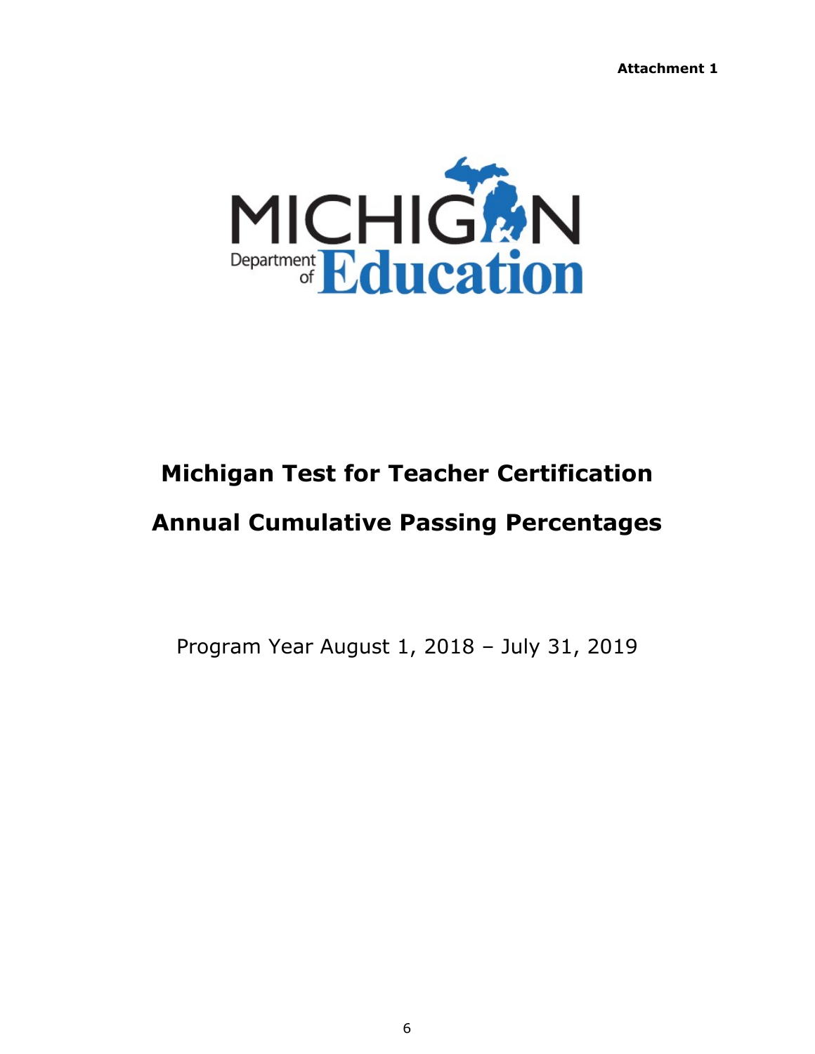**Attachment 1**

MICHIGAN Department of Education

# Michigan Test for Teacher Certification

# Annual Cumulative Passing Percentages

Program Year August 1, 2018 – July 31, 2019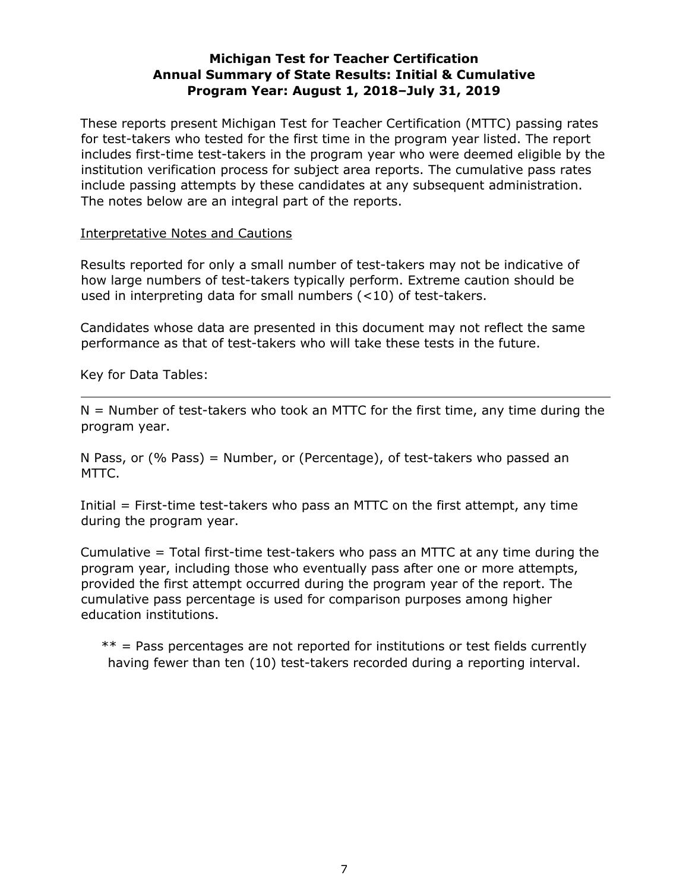**Michigan Test for Teacher Certification**
**Annual Summary of State Results: Initial & Cumulative**
**Program Year: August 1, 2018–July 31, 2019**

These reports present Michigan Test for Teacher Certification (MTTC) passing rates for test-takers who tested for the first time in the program year listed. The report includes first-time test-takers in the program year who were deemed eligible by the institution verification process for subject area reports. The cumulative pass rates include passing attempts by these candidates at any subsequent administration. The notes below are an integral part of the reports.

Interpretative Notes and Cautions

Results reported for only a small number of test-takers may not be indicative of how large numbers of test-takers typically perform. Extreme caution should be used in interpreting data for small numbers (<10) of test-takers.

Candidates whose data are presented in this document may not reflect the same performance as that of test-takers who will take these tests in the future.

Key for Data Tables:

---

N = Number of test-takers who took an MTTC for the first time, any time during the program year.

N Pass, or (% Pass) = Number, or (Percentage), of test-takers who passed an MTTC.

Initial = First-time test-takers who pass an MTTC on the first attempt, any time during the program year.

Cumulative = Total first-time test-takers who pass an MTTC at any time during the program year, including those who eventually pass after one or more attempts, provided the first attempt occurred during the program year of the report. The cumulative pass percentage is used for comparison purposes among higher education institutions.

** = Pass percentages are not reported for institutions or test fields currently having fewer than ten (10) test-takers recorded during a reporting interval.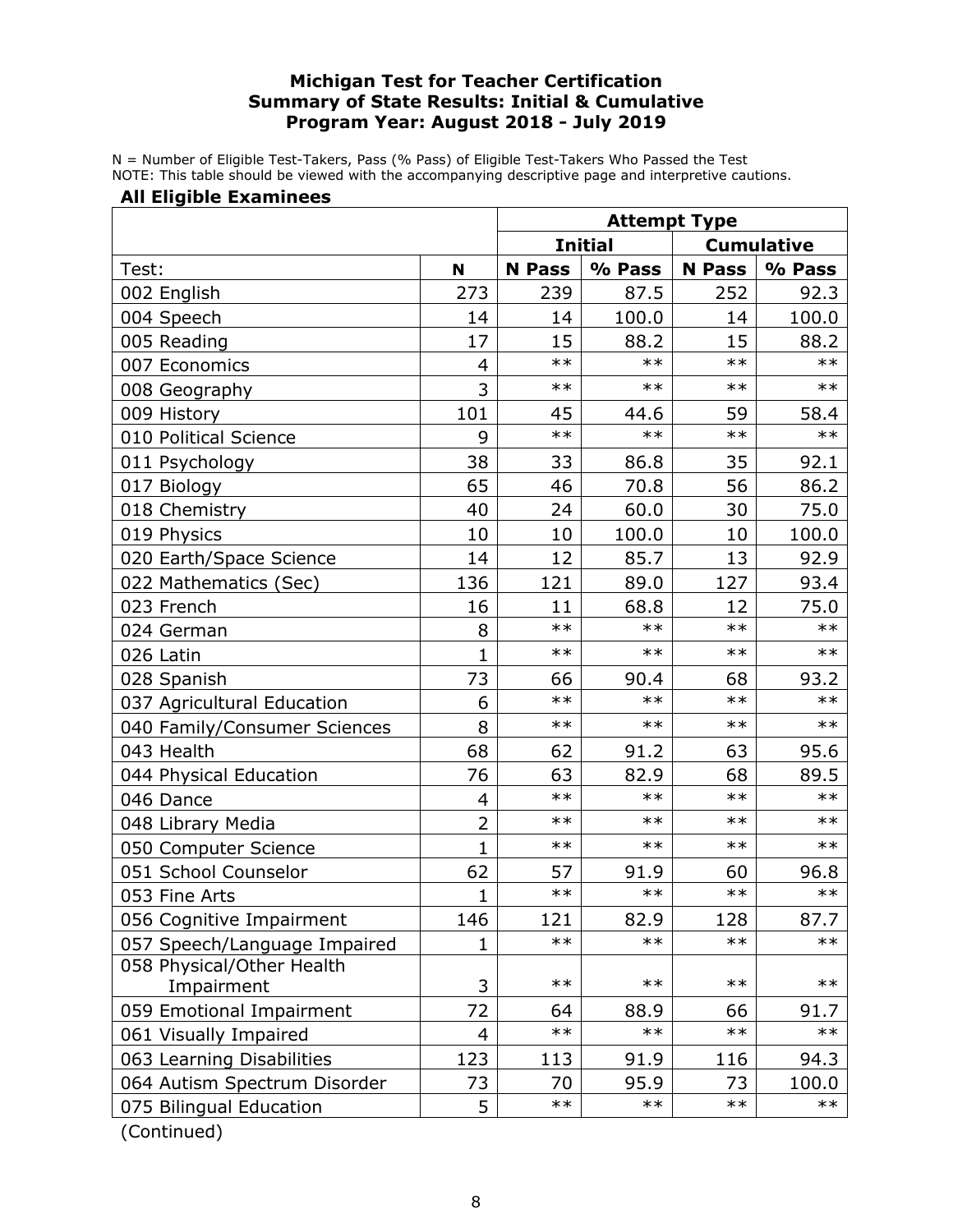**Michigan Test for Teacher Certification**
**Summary of State Results: Initial & Cumulative**
**Program Year: August 2018 - July 2019**

N = Number of Eligible Test-Takers, Pass (% Pass) of Eligible Test-Takers Who Passed the Test
NOTE: This table should be viewed with the accompanying descriptive page and interpretive cautions.

**All Eligible Examinees**

| | | Attempt Type | | | |
|---|---|---|---|---|---|
| | | Initial | | Cumulative | |
| Test: | N | N Pass | % Pass | N Pass | % Pass |
| 002 English | 273 | 239 | 87.5 | 252 | 92.3 |
| 004 Speech | 14 | 14 | 100.0 | 14 | 100.0 |
| 005 Reading | 17 | 15 | 88.2 | 15 | 88.2 |
| 007 Economics | 4 | ** | ** | ** | ** |
| 008 Geography | 3 | ** | ** | ** | ** |
| 009 History | 101 | 45 | 44.6 | 59 | 58.4 |
| 010 Political Science | 9 | ** | ** | ** | ** |
| 011 Psychology | 38 | 33 | 86.8 | 35 | 92.1 |
| 017 Biology | 65 | 46 | 70.8 | 56 | 86.2 |
| 018 Chemistry | 40 | 24 | 60.0 | 30 | 75.0 |
| 019 Physics | 10 | 10 | 100.0 | 10 | 100.0 |
| 020 Earth/Space Science | 14 | 12 | 85.7 | 13 | 92.9 |
| 022 Mathematics (Sec) | 136 | 121 | 89.0 | 127 | 93.4 |
| 023 French | 16 | 11 | 68.8 | 12 | 75.0 |
| 024 German | 8 | ** | ** | ** | ** |
| 026 Latin | 1 | ** | ** | ** | ** |
| 028 Spanish | 73 | 66 | 90.4 | 68 | 93.2 |
| 037 Agricultural Education | 6 | ** | ** | ** | ** |
| 040 Family/Consumer Sciences | 8 | ** | ** | ** | ** |
| 043 Health | 68 | 62 | 91.2 | 63 | 95.6 |
| 044 Physical Education | 76 | 63 | 82.9 | 68 | 89.5 |
| 046 Dance | 4 | ** | ** | ** | ** |
| 048 Library Media | 2 | ** | ** | ** | ** |
| 050 Computer Science | 1 | ** | ** | ** | ** |
| 051 School Counselor | 62 | 57 | 91.9 | 60 | 96.8 |
| 053 Fine Arts | 1 | ** | ** | ** | ** |
| 056 Cognitive Impairment | 146 | 121 | 82.9 | 128 | 87.7 |
| 057 Speech/Language Impaired | 1 | ** | ** | ** | ** |
| 058 Physical/Other Health Impairment | 3 | ** | ** | ** | ** |
| 059 Emotional Impairment | 72 | 64 | 88.9 | 66 | 91.7 |
| 061 Visually Impaired | 4 | ** | ** | ** | ** |
| 063 Learning Disabilities | 123 | 113 | 91.9 | 116 | 94.3 |
| 064 Autism Spectrum Disorder | 73 | 70 | 95.9 | 73 | 100.0 |
| 075 Bilingual Education | 5 | ** | ** | ** | ** |

(Continued)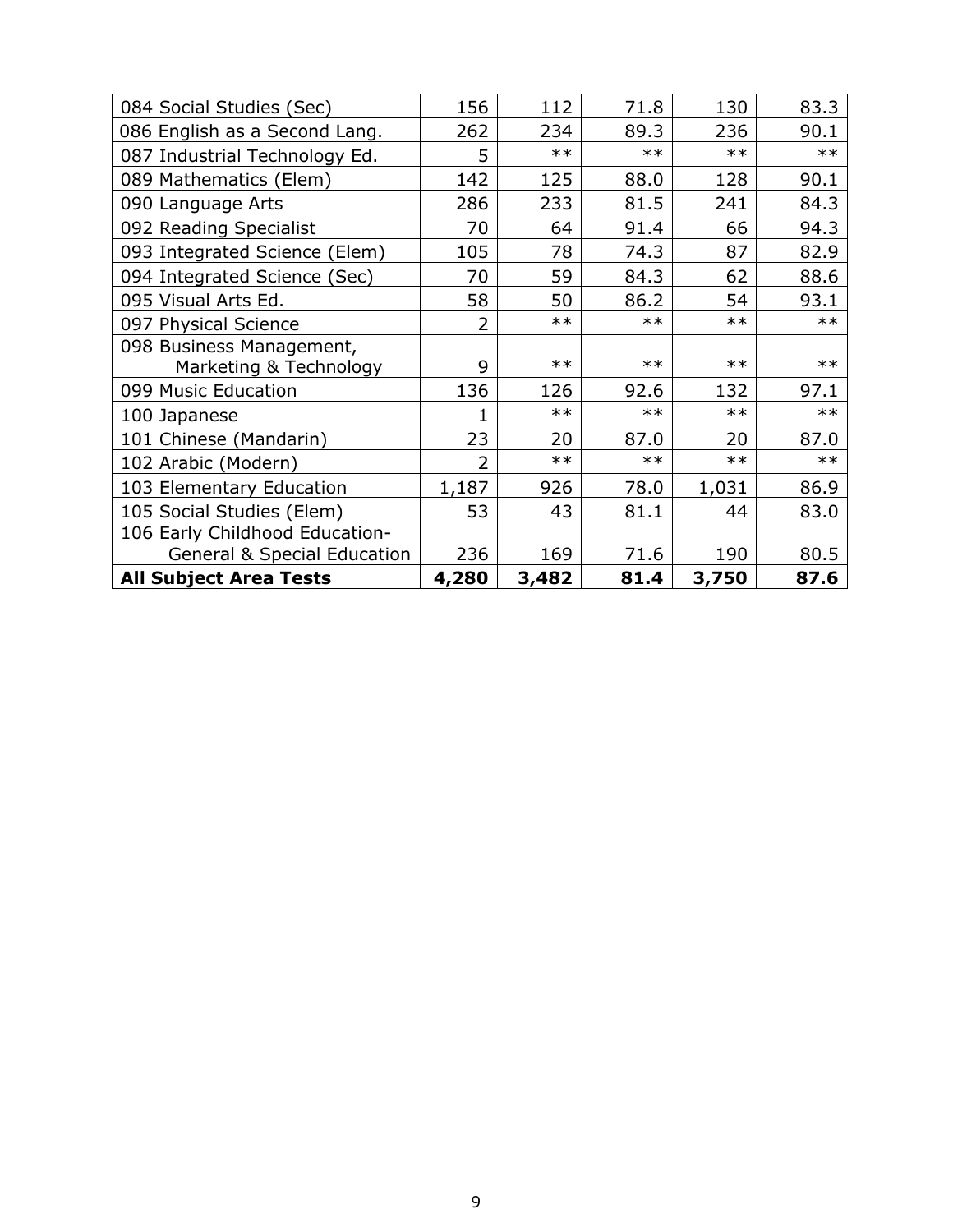| | | | | | |
|---|---|---|---|---|---|
| 084 Social Studies (Sec) | 156 | 112 | 71.8 | 130 | 83.3 |
| 086 English as a Second Lang. | 262 | 234 | 89.3 | 236 | 90.1 |
| 087 Industrial Technology Ed. | 5 | ** | ** | ** | ** |
| 089 Mathematics (Elem) | 142 | 125 | 88.0 | 128 | 90.1 |
| 090 Language Arts | 286 | 233 | 81.5 | 241 | 84.3 |
| 092 Reading Specialist | 70 | 64 | 91.4 | 66 | 94.3 |
| 093 Integrated Science (Elem) | 105 | 78 | 74.3 | 87 | 82.9 |
| 094 Integrated Science (Sec) | 70 | 59 | 84.3 | 62 | 88.6 |
| 095 Visual Arts Ed. | 58 | 50 | 86.2 | 54 | 93.1 |
| 097 Physical Science | 2 | ** | ** | ** | ** |
| 098 Business Management, Marketing & Technology | 9 | ** | ** | ** | ** |
| 099 Music Education | 136 | 126 | 92.6 | 132 | 97.1 |
| 100 Japanese | 1 | ** | ** | ** | ** |
| 101 Chinese (Mandarin) | 23 | 20 | 87.0 | 20 | 87.0 |
| 102 Arabic (Modern) | 2 | ** | ** | ** | ** |
| 103 Elementary Education | 1,187 | 926 | 78.0 | 1,031 | 86.9 |
| 105 Social Studies (Elem) | 53 | 43 | 81.1 | 44 | 83.0 |
| 106 Early Childhood Education-General & Special Education | 236 | 169 | 71.6 | 190 | 80.5 |
| **All Subject Area Tests** | **4,280** | **3,482** | **81.4** | **3,750** | **87.6** |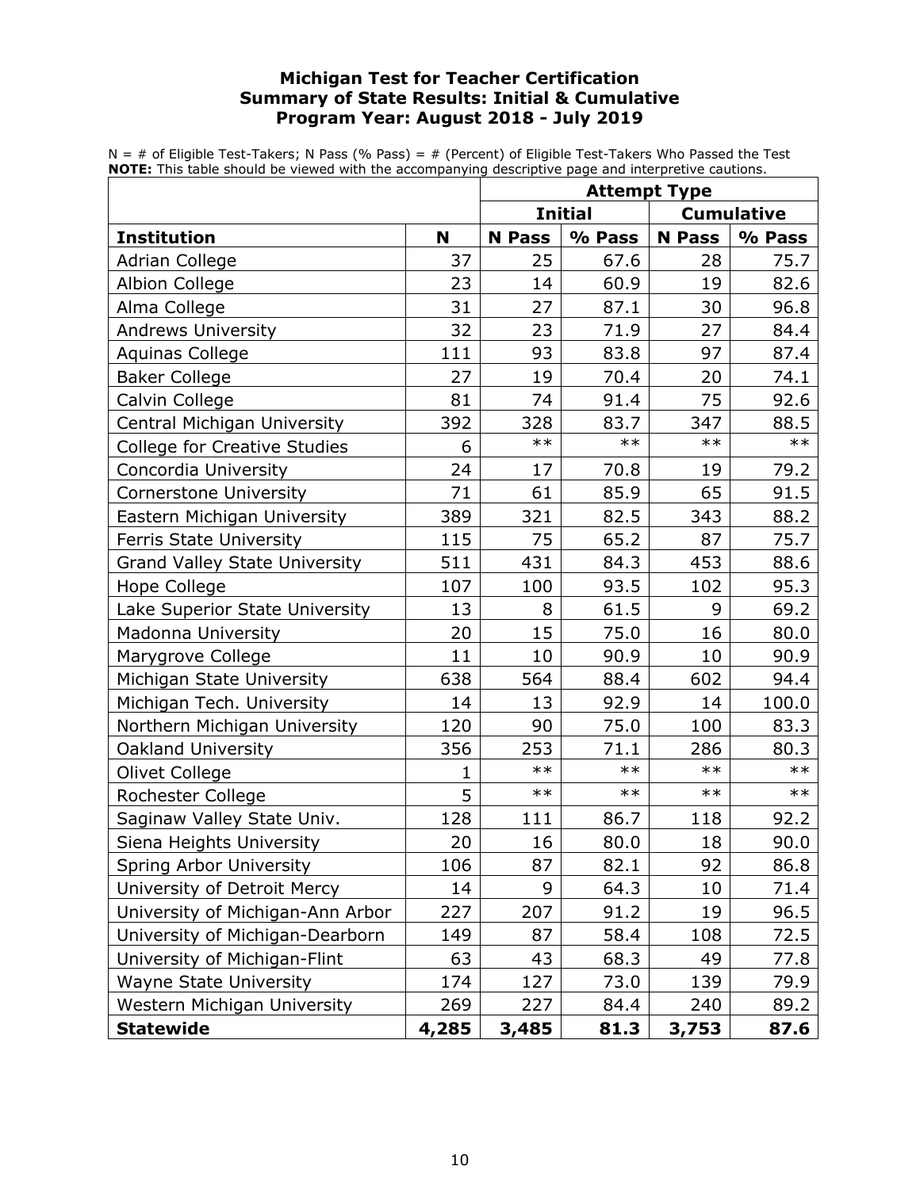# Michigan Test for Teacher Certification
## Summary of State Results: Initial & Cumulative
## Program Year: August 2018 - July 2019

N = # of Eligible Test-Takers; N Pass (% Pass) = # (Percent) of Eligible Test-Takers Who Passed the Test
**NOTE:** This table should be viewed with the accompanying descriptive page and interpretive cautions.

| | | Attempt Type | | | |
|---|---|---|---|---|---|
| | | Initial | | Cumulative | |
| **Institution** | **N** | **N Pass** | **% Pass** | **N Pass** | **% Pass** |
| Adrian College | 37 | 25 | 67.6 | 28 | 75.7 |
| Albion College | 23 | 14 | 60.9 | 19 | 82.6 |
| Alma College | 31 | 27 | 87.1 | 30 | 96.8 |
| Andrews University | 32 | 23 | 71.9 | 27 | 84.4 |
| Aquinas College | 111 | 93 | 83.8 | 97 | 87.4 |
| Baker College | 27 | 19 | 70.4 | 20 | 74.1 |
| Calvin College | 81 | 74 | 91.4 | 75 | 92.6 |
| Central Michigan University | 392 | 328 | 83.7 | 347 | 88.5 |
| College for Creative Studies | 6 | ** | ** | ** | ** |
| Concordia University | 24 | 17 | 70.8 | 19 | 79.2 |
| Cornerstone University | 71 | 61 | 85.9 | 65 | 91.5 |
| Eastern Michigan University | 389 | 321 | 82.5 | 343 | 88.2 |
| Ferris State University | 115 | 75 | 65.2 | 87 | 75.7 |
| Grand Valley State University | 511 | 431 | 84.3 | 453 | 88.6 |
| Hope College | 107 | 100 | 93.5 | 102 | 95.3 |
| Lake Superior State University | 13 | 8 | 61.5 | 9 | 69.2 |
| Madonna University | 20 | 15 | 75.0 | 16 | 80.0 |
| Marygrove College | 11 | 10 | 90.9 | 10 | 90.9 |
| Michigan State University | 638 | 564 | 88.4 | 602 | 94.4 |
| Michigan Tech. University | 14 | 13 | 92.9 | 14 | 100.0 |
| Northern Michigan University | 120 | 90 | 75.0 | 100 | 83.3 |
| Oakland University | 356 | 253 | 71.1 | 286 | 80.3 |
| Olivet College | 1 | ** | ** | ** | ** |
| Rochester College | 5 | ** | ** | ** | ** |
| Saginaw Valley State Univ. | 128 | 111 | 86.7 | 118 | 92.2 |
| Siena Heights University | 20 | 16 | 80.0 | 18 | 90.0 |
| Spring Arbor University | 106 | 87 | 82.1 | 92 | 86.8 |
| University of Detroit Mercy | 14 | 9 | 64.3 | 10 | 71.4 |
| University of Michigan-Ann Arbor | 227 | 207 | 91.2 | 19 | 96.5 |
| University of Michigan-Dearborn | 149 | 87 | 58.4 | 108 | 72.5 |
| University of Michigan-Flint | 63 | 43 | 68.3 | 49 | 77.8 |
| Wayne State University | 174 | 127 | 73.0 | 139 | 79.9 |
| Western Michigan University | 269 | 227 | 84.4 | 240 | 89.2 |
| **Statewide** | **4,285** | **3,485** | **81.3** | **3,753** | **87.6** |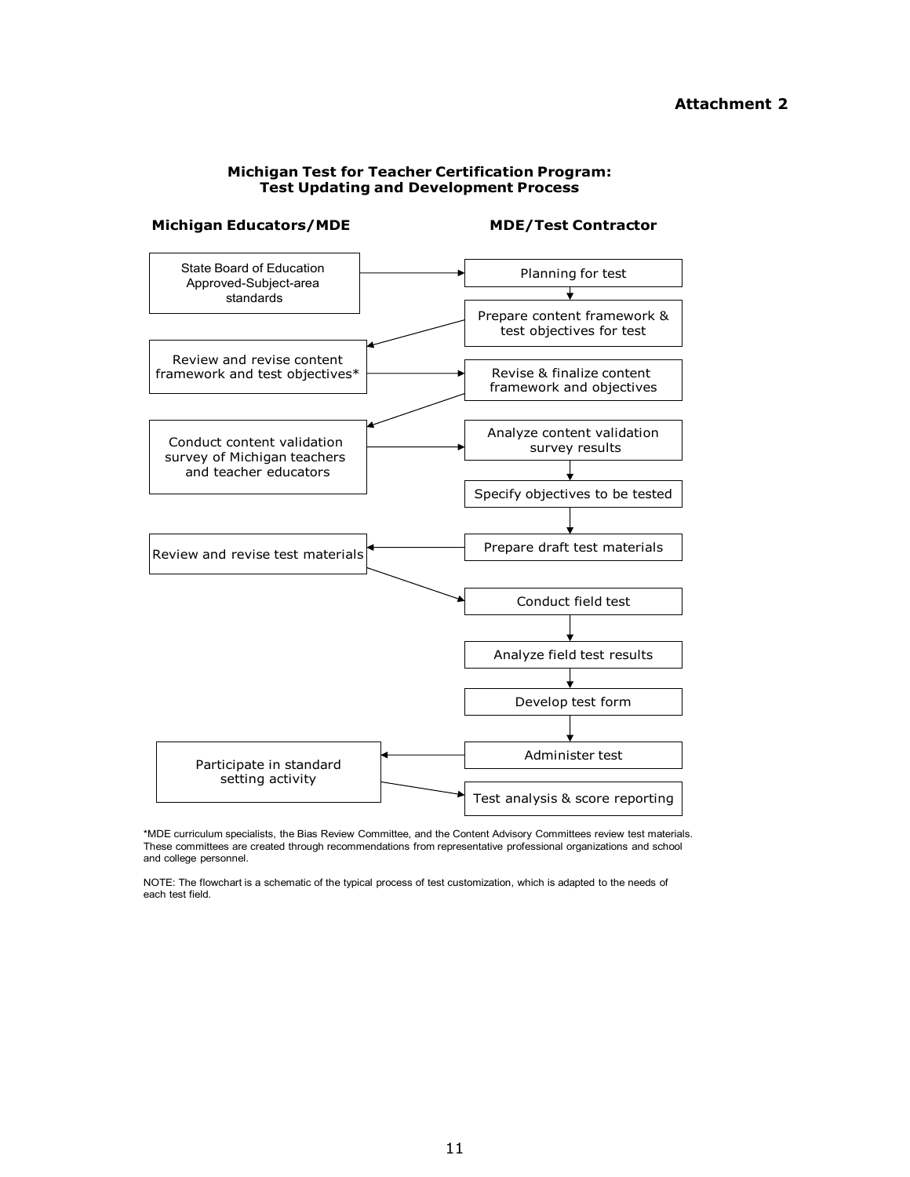**Attachment 2**

## Michigan Test for Teacher Certification Program: Test Updating and Development Process

| Michigan Educators/MDE | MDE/Test Contractor |
| --- | --- |
| State Board of Education Approved-Subject-area standards | Planning for test |
| | Prepare content framework & test objectives for test |
| Review and revise content framework and test objectives* | Revise & finalize content framework and objectives |
| Conduct content validation survey of Michigan teachers and teacher educators | Analyze content validation survey results |
| | Specify objectives to be tested |
| Review and revise test materials | Prepare draft test materials |
| | Conduct field test |
| | Analyze field test results |
| | Develop test form |
| Participate in standard setting activity | Administer test |
| | Test analysis & score reporting |

*MDE curriculum specialists, the Bias Review Committee, and the Content Advisory Committees review test materials. These committees are created through recommendations from representative professional organizations and school and college personnel.

NOTE: The flowchart is a schematic of the typical process of test customization, which is adapted to the needs of each test field.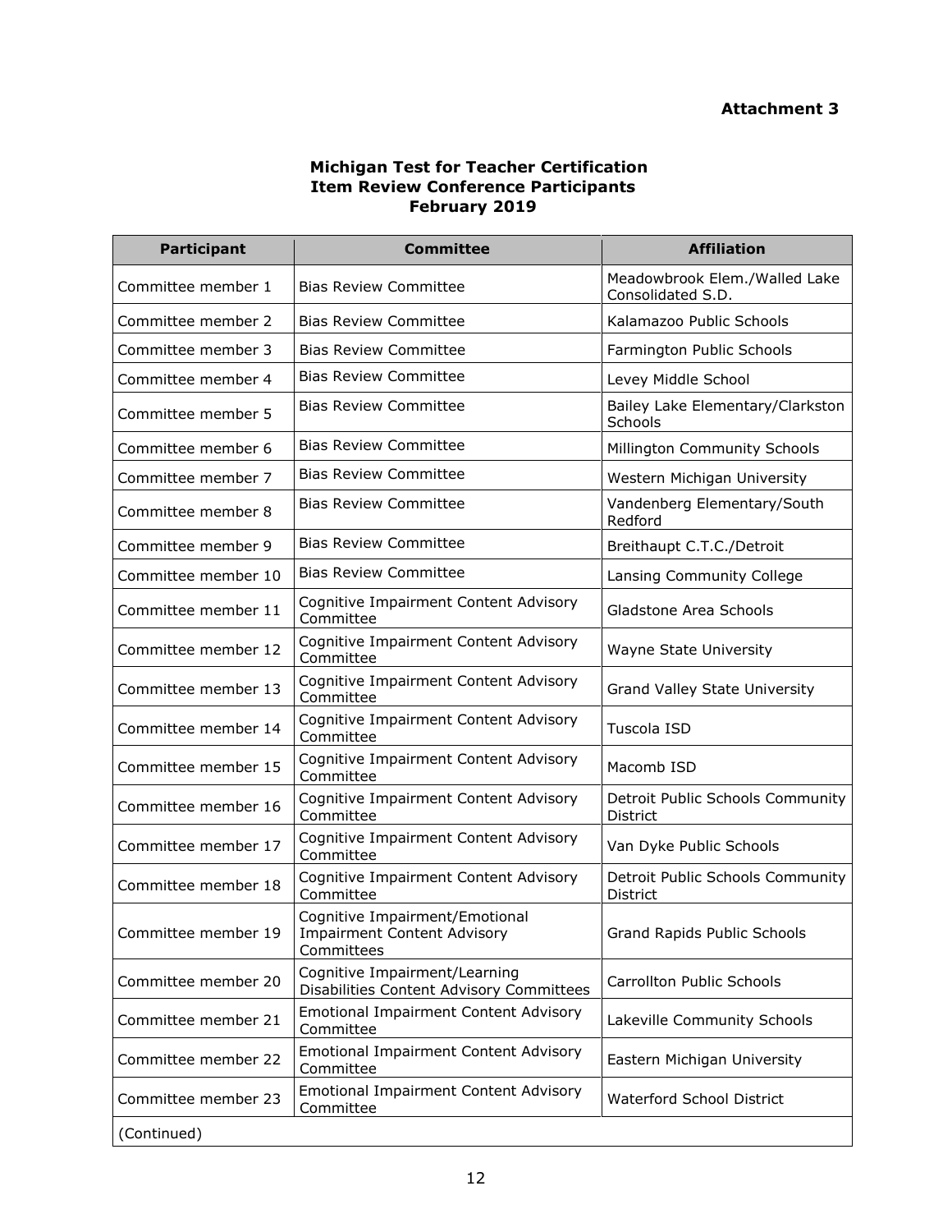**Attachment 3**

**Michigan Test for Teacher Certification**
**Item Review Conference Participants**
**February 2019**

| Participant | Committee | Affiliation |
|---|---|---|
| Committee member 1 | Bias Review Committee | Meadowbrook Elem./Walled Lake Consolidated S.D. |
| Committee member 2 | Bias Review Committee | Kalamazoo Public Schools |
| Committee member 3 | Bias Review Committee | Farmington Public Schools |
| Committee member 4 | Bias Review Committee | Levey Middle School |
| Committee member 5 | Bias Review Committee | Bailey Lake Elementary/Clarkston Schools |
| Committee member 6 | Bias Review Committee | Millington Community Schools |
| Committee member 7 | Bias Review Committee | Western Michigan University |
| Committee member 8 | Bias Review Committee | Vandenberg Elementary/South Redford |
| Committee member 9 | Bias Review Committee | Breithaupt C.T.C./Detroit |
| Committee member 10 | Bias Review Committee | Lansing Community College |
| Committee member 11 | Cognitive Impairment Content Advisory Committee | Gladstone Area Schools |
| Committee member 12 | Cognitive Impairment Content Advisory Committee | Wayne State University |
| Committee member 13 | Cognitive Impairment Content Advisory Committee | Grand Valley State University |
| Committee member 14 | Cognitive Impairment Content Advisory Committee | Tuscola ISD |
| Committee member 15 | Cognitive Impairment Content Advisory Committee | Macomb ISD |
| Committee member 16 | Cognitive Impairment Content Advisory Committee | Detroit Public Schools Community District |
| Committee member 17 | Cognitive Impairment Content Advisory Committee | Van Dyke Public Schools |
| Committee member 18 | Cognitive Impairment Content Advisory Committee | Detroit Public Schools Community District |
| Committee member 19 | Cognitive Impairment/Emotional Impairment Content Advisory Committees | Grand Rapids Public Schools |
| Committee member 20 | Cognitive Impairment/Learning Disabilities Content Advisory Committees | Carrollton Public Schools |
| Committee member 21 | Emotional Impairment Content Advisory Committee | Lakeville Community Schools |
| Committee member 22 | Emotional Impairment Content Advisory Committee | Eastern Michigan University |
| Committee member 23 | Emotional Impairment Content Advisory Committee | Waterford School District |

(Continued)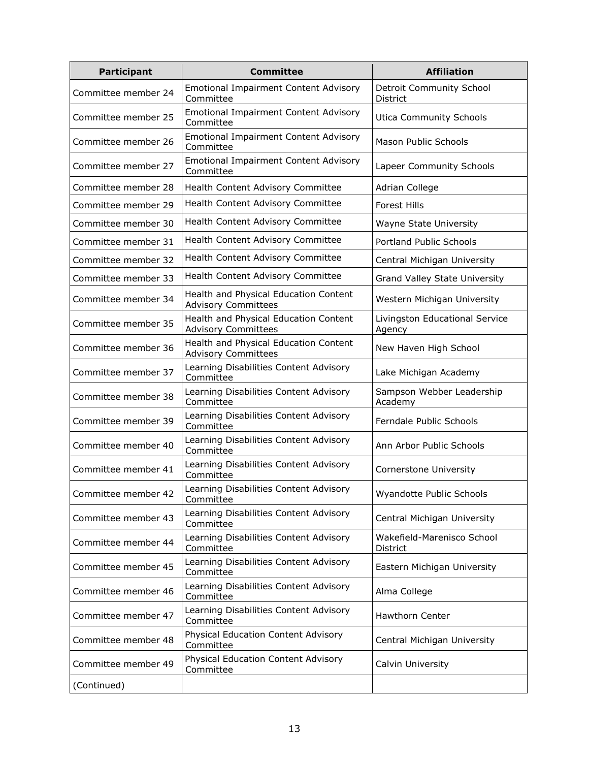| Participant | Committee | Affiliation |
| --- | --- | --- |
| Committee member 24 | Emotional Impairment Content Advisory Committee | Detroit Community School District |
| Committee member 25 | Emotional Impairment Content Advisory Committee | Utica Community Schools |
| Committee member 26 | Emotional Impairment Content Advisory Committee | Mason Public Schools |
| Committee member 27 | Emotional Impairment Content Advisory Committee | Lapeer Community Schools |
| Committee member 28 | Health Content Advisory Committee | Adrian College |
| Committee member 29 | Health Content Advisory Committee | Forest Hills |
| Committee member 30 | Health Content Advisory Committee | Wayne State University |
| Committee member 31 | Health Content Advisory Committee | Portland Public Schools |
| Committee member 32 | Health Content Advisory Committee | Central Michigan University |
| Committee member 33 | Health Content Advisory Committee | Grand Valley State University |
| Committee member 34 | Health and Physical Education Content Advisory Committees | Western Michigan University |
| Committee member 35 | Health and Physical Education Content Advisory Committees | Livingston Educational Service Agency |
| Committee member 36 | Health and Physical Education Content Advisory Committees | New Haven High School |
| Committee member 37 | Learning Disabilities Content Advisory Committee | Lake Michigan Academy |
| Committee member 38 | Learning Disabilities Content Advisory Committee | Sampson Webber Leadership Academy |
| Committee member 39 | Learning Disabilities Content Advisory Committee | Ferndale Public Schools |
| Committee member 40 | Learning Disabilities Content Advisory Committee | Ann Arbor Public Schools |
| Committee member 41 | Learning Disabilities Content Advisory Committee | Cornerstone University |
| Committee member 42 | Learning Disabilities Content Advisory Committee | Wyandotte Public Schools |
| Committee member 43 | Learning Disabilities Content Advisory Committee | Central Michigan University |
| Committee member 44 | Learning Disabilities Content Advisory Committee | Wakefield-Marenisco School District |
| Committee member 45 | Learning Disabilities Content Advisory Committee | Eastern Michigan University |
| Committee member 46 | Learning Disabilities Content Advisory Committee | Alma College |
| Committee member 47 | Learning Disabilities Content Advisory Committee | Hawthorn Center |
| Committee member 48 | Physical Education Content Advisory Committee | Central Michigan University |
| Committee member 49 | Physical Education Content Advisory Committee | Calvin University |
| (Continued) | | |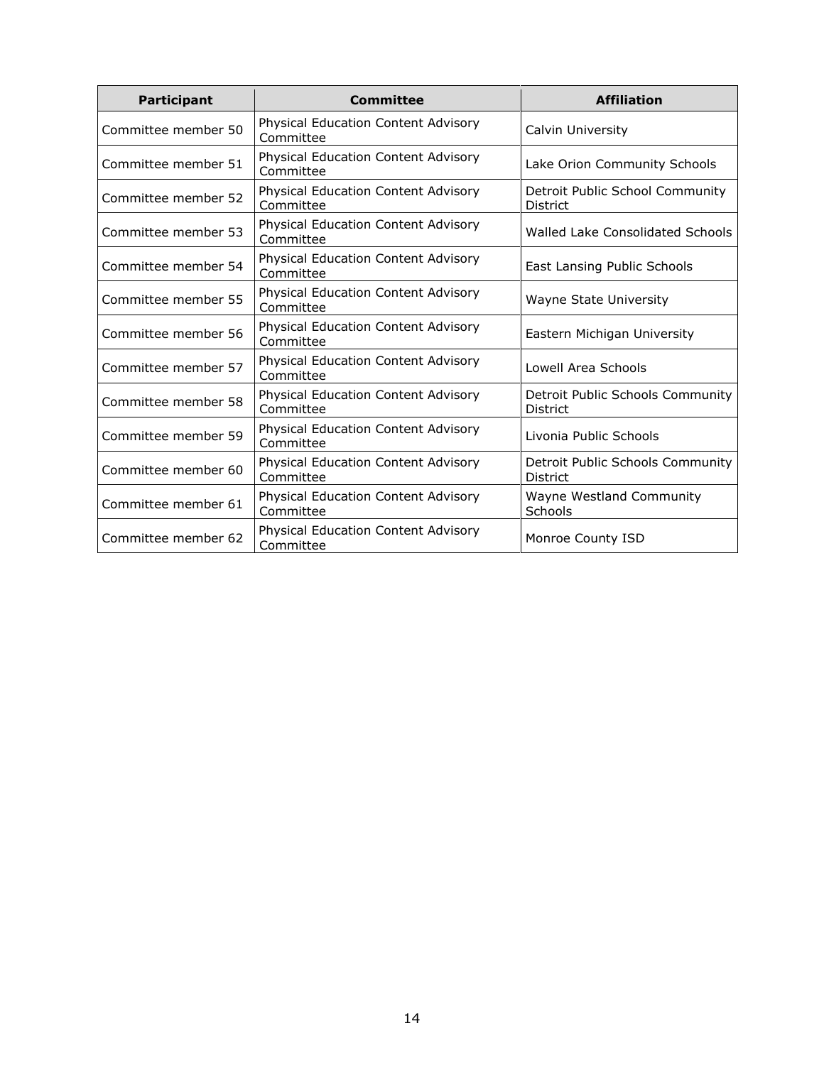| Participant | Committee | Affiliation |
| --- | --- | --- |
| Committee member 50 | Physical Education Content Advisory Committee | Calvin University |
| Committee member 51 | Physical Education Content Advisory Committee | Lake Orion Community Schools |
| Committee member 52 | Physical Education Content Advisory Committee | Detroit Public School Community District |
| Committee member 53 | Physical Education Content Advisory Committee | Walled Lake Consolidated Schools |
| Committee member 54 | Physical Education Content Advisory Committee | East Lansing Public Schools |
| Committee member 55 | Physical Education Content Advisory Committee | Wayne State University |
| Committee member 56 | Physical Education Content Advisory Committee | Eastern Michigan University |
| Committee member 57 | Physical Education Content Advisory Committee | Lowell Area Schools |
| Committee member 58 | Physical Education Content Advisory Committee | Detroit Public Schools Community District |
| Committee member 59 | Physical Education Content Advisory Committee | Livonia Public Schools |
| Committee member 60 | Physical Education Content Advisory Committee | Detroit Public Schools Community District |
| Committee member 61 | Physical Education Content Advisory Committee | Wayne Westland Community Schools |
| Committee member 62 | Physical Education Content Advisory Committee | Monroe County ISD |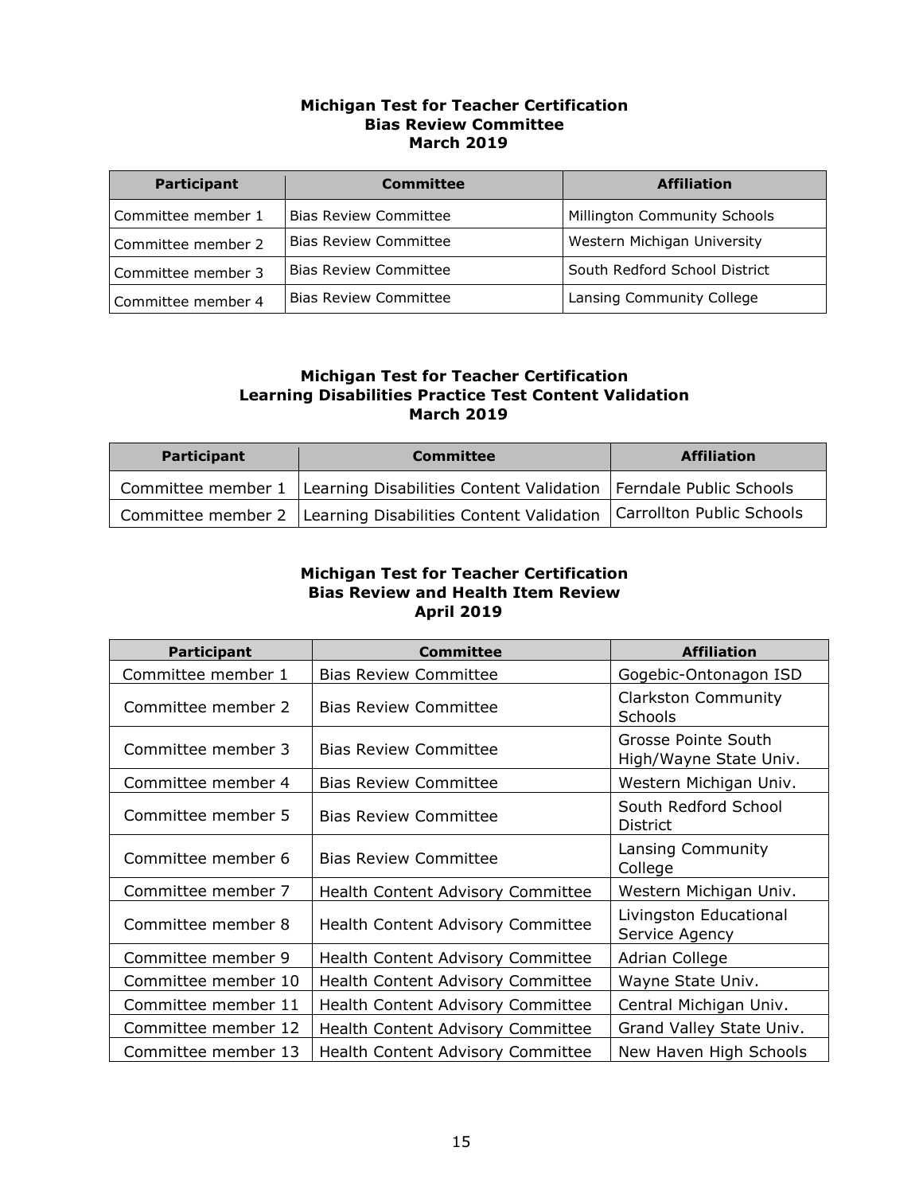**Michigan Test for Teacher Certification**
**Bias Review Committee**
**March 2019**

| Participant | Committee | Affiliation |
|---|---|---|
| Committee member 1 | Bias Review Committee | Millington Community Schools |
| Committee member 2 | Bias Review Committee | Western Michigan University |
| Committee member 3 | Bias Review Committee | South Redford School District |
| Committee member 4 | Bias Review Committee | Lansing Community College |

**Michigan Test for Teacher Certification**
**Learning Disabilities Practice Test Content Validation**
**March 2019**

| Participant | Committee | Affiliation |
|---|---|---|
| Committee member 1 | Learning Disabilities Content Validation | Ferndale Public Schools |
| Committee member 2 | Learning Disabilities Content Validation | Carrollton Public Schools |

**Michigan Test for Teacher Certification**
**Bias Review and Health Item Review**
**April 2019**

| Participant | Committee | Affiliation |
|---|---|---|
| Committee member 1 | Bias Review Committee | Gogebic-Ontonagon ISD |
| Committee member 2 | Bias Review Committee | Clarkston Community Schools |
| Committee member 3 | Bias Review Committee | Grosse Pointe South High/Wayne State Univ. |
| Committee member 4 | Bias Review Committee | Western Michigan Univ. |
| Committee member 5 | Bias Review Committee | South Redford School District |
| Committee member 6 | Bias Review Committee | Lansing Community College |
| Committee member 7 | Health Content Advisory Committee | Western Michigan Univ. |
| Committee member 8 | Health Content Advisory Committee | Livingston Educational Service Agency |
| Committee member 9 | Health Content Advisory Committee | Adrian College |
| Committee member 10 | Health Content Advisory Committee | Wayne State Univ. |
| Committee member 11 | Health Content Advisory Committee | Central Michigan Univ. |
| Committee member 12 | Health Content Advisory Committee | Grand Valley State Univ. |
| Committee member 13 | Health Content Advisory Committee | New Haven High Schools |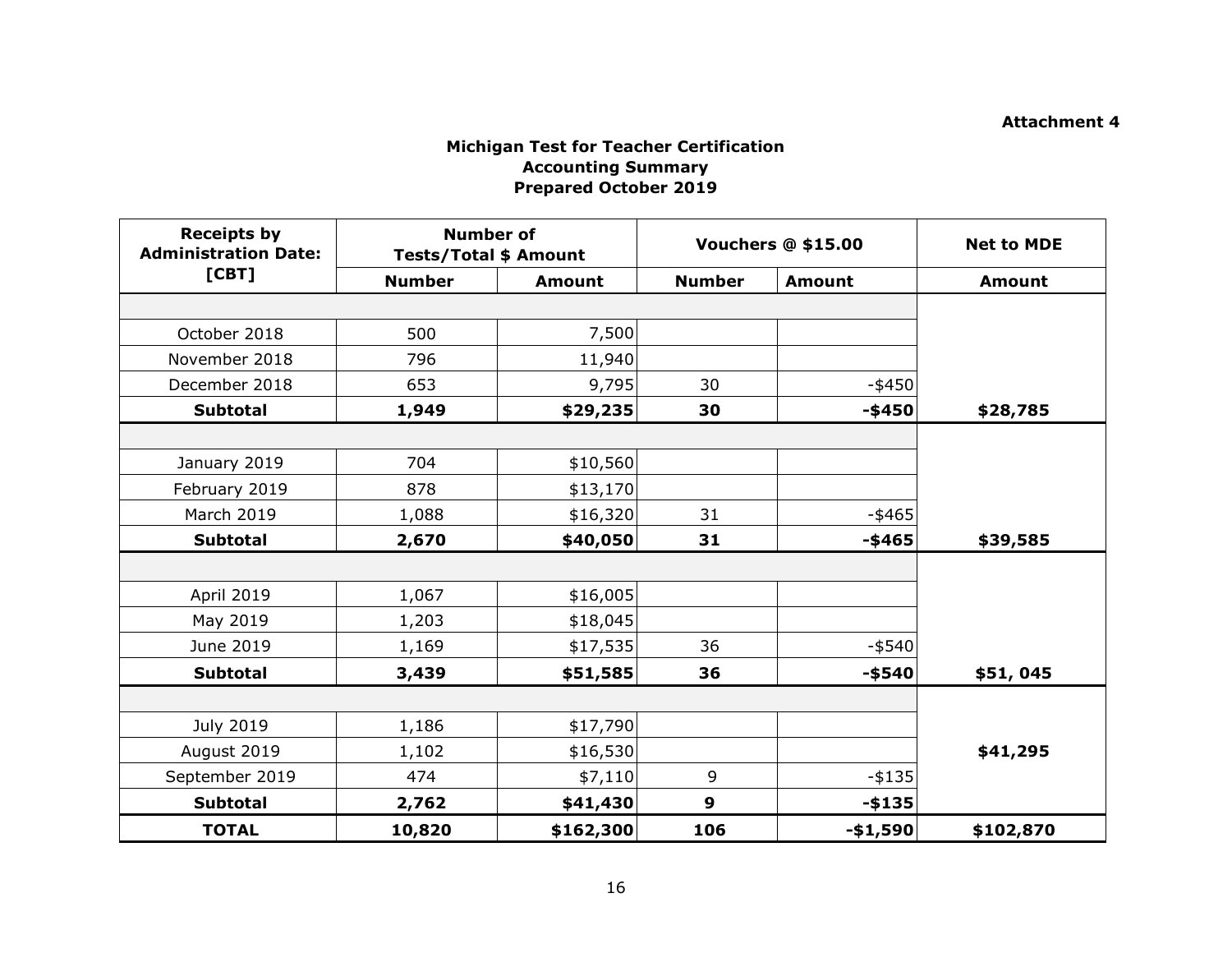**Attachment 4**

**Michigan Test for Teacher Certification**
**Accounting Summary**
**Prepared October 2019**

| Receipts by Administration Date: [CBT] | Number of Tests/Total $ Amount | | Vouchers @ $15.00 | | Net to MDE |
|---|---|---|---|---|---|
| | Number | Amount | Number | Amount | Amount |
| | | | | | |
| October 2018 | 500 | 7,500 | | | |
| November 2018 | 796 | 11,940 | | | |
| December 2018 | 653 | 9,795 | 30 | -$450 | |
| **Subtotal** | **1,949** | **$29,235** | **30** | **-$450** | **$28,785** |
| | | | | | |
| January 2019 | 704 | $10,560 | | | |
| February 2019 | 878 | $13,170 | | | |
| March 2019 | 1,088 | $16,320 | 31 | -$465 | |
| **Subtotal** | **2,670** | **$40,050** | **31** | **-$465** | **$39,585** |
| | | | | | |
| April 2019 | 1,067 | $16,005 | | | |
| May 2019 | 1,203 | $18,045 | | | |
| June 2019 | 1,169 | $17,535 | 36 | -$540 | |
| **Subtotal** | **3,439** | **$51,585** | **36** | **-$540** | **$51, 045** |
| | | | | | |
| July 2019 | 1,186 | $17,790 | | | |
| August 2019 | 1,102 | $16,530 | | | **$41,295** |
| September 2019 | 474 | $7,110 | 9 | -$135 | |
| **Subtotal** | **2,762** | **$41,430** | **9** | **-$135** | |
| **TOTAL** | **10,820** | **$162,300** | **106** | **-$1,590** | **$102,870** |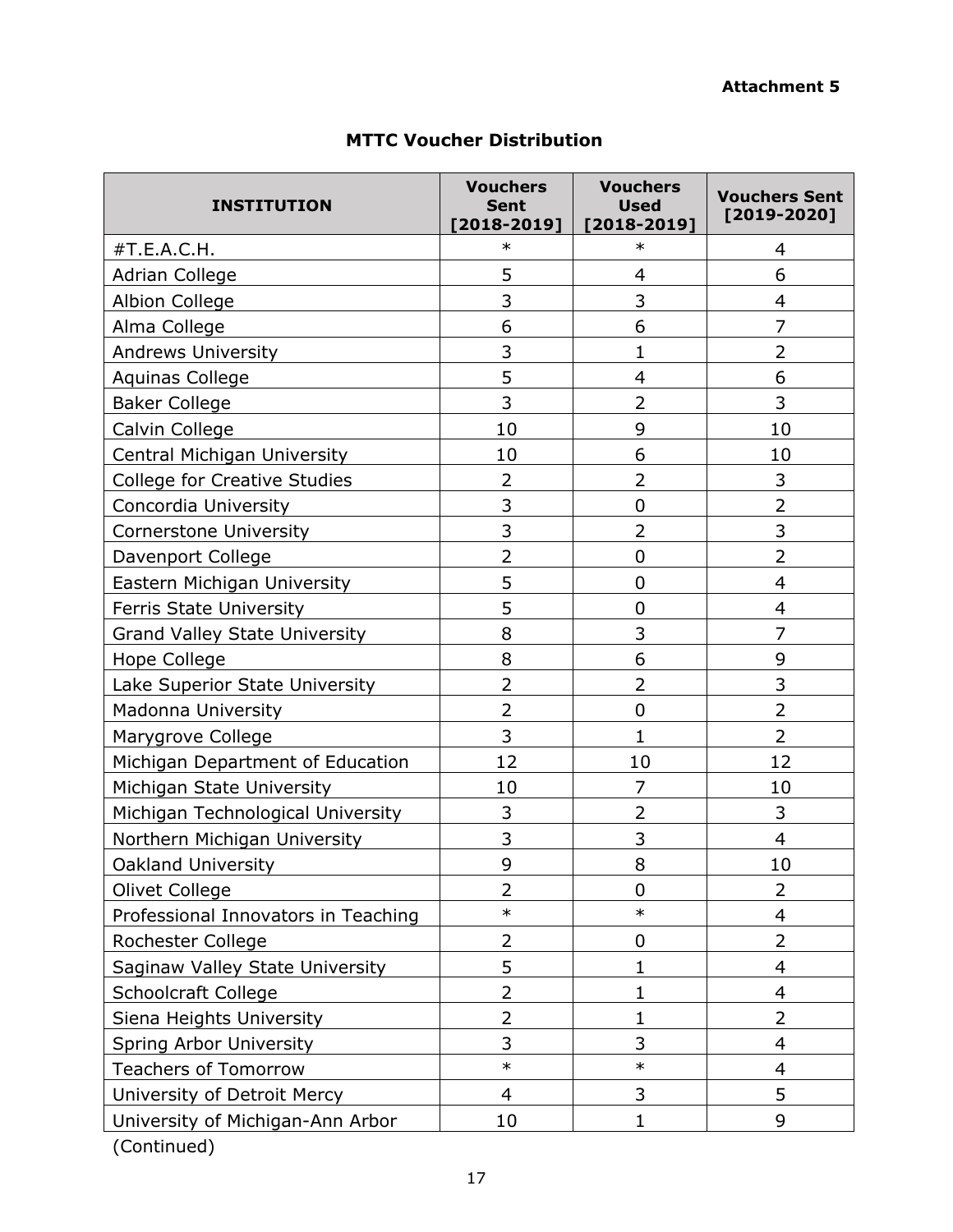**Attachment 5**

## MTTC Voucher Distribution

| INSTITUTION | Vouchers Sent [2018-2019] | Vouchers Used [2018-2019] | Vouchers Sent [2019-2020] |
|---|---|---|---|
| #T.E.A.C.H. | * | * | 4 |
| Adrian College | 5 | 4 | 6 |
| Albion College | 3 | 3 | 4 |
| Alma College | 6 | 6 | 7 |
| Andrews University | 3 | 1 | 2 |
| Aquinas College | 5 | 4 | 6 |
| Baker College | 3 | 2 | 3 |
| Calvin College | 10 | 9 | 10 |
| Central Michigan University | 10 | 6 | 10 |
| College for Creative Studies | 2 | 2 | 3 |
| Concordia University | 3 | 0 | 2 |
| Cornerstone University | 3 | 2 | 3 |
| Davenport College | 2 | 0 | 2 |
| Eastern Michigan University | 5 | 0 | 4 |
| Ferris State University | 5 | 0 | 4 |
| Grand Valley State University | 8 | 3 | 7 |
| Hope College | 8 | 6 | 9 |
| Lake Superior State University | 2 | 2 | 3 |
| Madonna University | 2 | 0 | 2 |
| Marygrove College | 3 | 1 | 2 |
| Michigan Department of Education | 12 | 10 | 12 |
| Michigan State University | 10 | 7 | 10 |
| Michigan Technological University | 3 | 2 | 3 |
| Northern Michigan University | 3 | 3 | 4 |
| Oakland University | 9 | 8 | 10 |
| Olivet College | 2 | 0 | 2 |
| Professional Innovators in Teaching | * | * | 4 |
| Rochester College | 2 | 0 | 2 |
| Saginaw Valley State University | 5 | 1 | 4 |
| Schoolcraft College | 2 | 1 | 4 |
| Siena Heights University | 2 | 1 | 2 |
| Spring Arbor University | 3 | 3 | 4 |
| Teachers of Tomorrow | * | * | 4 |
| University of Detroit Mercy | 4 | 3 | 5 |
| University of Michigan-Ann Arbor | 10 | 1 | 9 |

(Continued)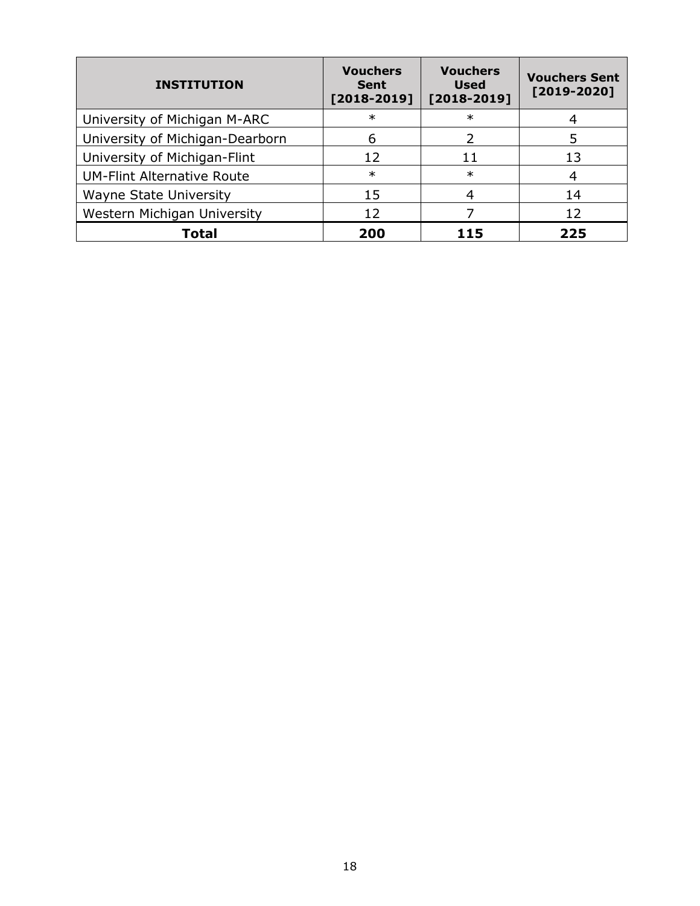| INSTITUTION | Vouchers Sent [2018-2019] | Vouchers Used [2018-2019] | Vouchers Sent [2019-2020] |
|---|---|---|---|
| University of Michigan M-ARC | * | * | 4 |
| University of Michigan-Dearborn | 6 | 2 | 5 |
| University of Michigan-Flint | 12 | 11 | 13 |
| UM-Flint Alternative Route | * | * | 4 |
| Wayne State University | 15 | 4 | 14 |
| Western Michigan University | 12 | 7 | 12 |
| **Total** | **200** | **115** | **225** |